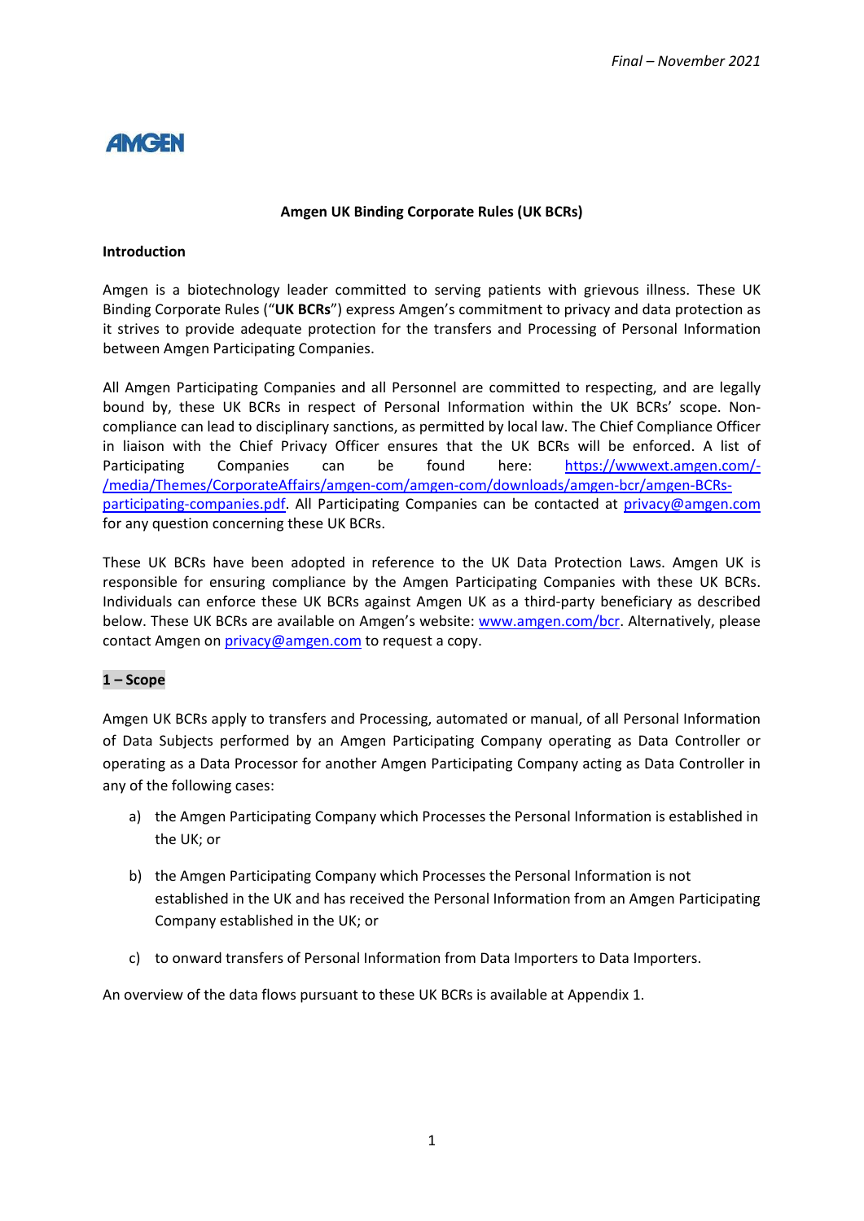*Final – November 2021*

AMGEN

**Amgen UK Binding Corporate Rules (UK BCRs)**

**Introduction**

Amgen is a biotechnology leader committed to serving patients with grievous illness. These UK Binding Corporate Rules ("**UK BCRs**") express Amgen's commitment to privacy and data protection as it strives to provide adequate protection for the transfers and Processing of Personal Information between Amgen Participating Companies.

All Amgen Participating Companies and all Personnel are committed to respecting, and are legally bound by, these UK BCRs in respect of Personal Information within the UK BCRs' scope. Non-compliance can lead to disciplinary sanctions, as permitted by local law. The Chief Compliance Officer in liaison with the Chief Privacy Officer ensures that the UK BCRs will be enforced. A list of Participating Companies can be found here: https://wwwext.amgen.com/-/media/Themes/CorporateAffairs/amgen-com/amgen-com/downloads/amgen-bcr/amgen-BCRs-participating-companies.pdf. All Participating Companies can be contacted at privacy@amgen.com for any question concerning these UK BCRs.

These UK BCRs have been adopted in reference to the UK Data Protection Laws. Amgen UK is responsible for ensuring compliance by the Amgen Participating Companies with these UK BCRs. Individuals can enforce these UK BCRs against Amgen UK as a third-party beneficiary as described below. These UK BCRs are available on Amgen's website: www.amgen.com/bcr. Alternatively, please contact Amgen on privacy@amgen.com to request a copy.

**1 – Scope**

Amgen UK BCRs apply to transfers and Processing, automated or manual, of all Personal Information of Data Subjects performed by an Amgen Participating Company operating as Data Controller or operating as a Data Processor for another Amgen Participating Company acting as Data Controller in any of the following cases:

a) the Amgen Participating Company which Processes the Personal Information is established in the UK; or

b) the Amgen Participating Company which Processes the Personal Information is not established in the UK and has received the Personal Information from an Amgen Participating Company established in the UK; or

c) to onward transfers of Personal Information from Data Importers to Data Importers.

An overview of the data flows pursuant to these UK BCRs is available at Appendix 1.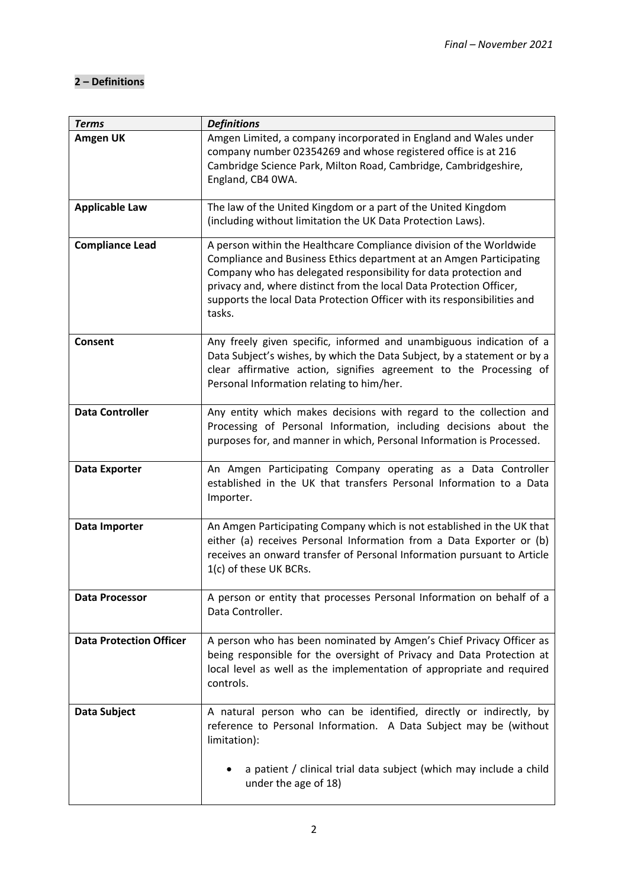## 2 – Definitions

| *Terms* | *Definitions* |
| --- | --- |
| **Amgen UK** | Amgen Limited, a company incorporated in England and Wales under company number 02354269 and whose registered office is at 216 Cambridge Science Park, Milton Road, Cambridge, Cambridgeshire, England, CB4 0WA. |
| **Applicable Law** | The law of the United Kingdom or a part of the United Kingdom (including without limitation the UK Data Protection Laws). |
| **Compliance Lead** | A person within the Healthcare Compliance division of the Worldwide Compliance and Business Ethics department at an Amgen Participating Company who has delegated responsibility for data protection and privacy and, where distinct from the local Data Protection Officer, supports the local Data Protection Officer with its responsibilities and tasks. |
| **Consent** | Any freely given specific, informed and unambiguous indication of a Data Subject's wishes, by which the Data Subject, by a statement or by a clear affirmative action, signifies agreement to the Processing of Personal Information relating to him/her. |
| **Data Controller** | Any entity which makes decisions with regard to the collection and Processing of Personal Information, including decisions about the purposes for, and manner in which, Personal Information is Processed. |
| **Data Exporter** | An Amgen Participating Company operating as a Data Controller established in the UK that transfers Personal Information to a Data Importer. |
| **Data Importer** | An Amgen Participating Company which is not established in the UK that either (a) receives Personal Information from a Data Exporter or (b) receives an onward transfer of Personal Information pursuant to Article 1(c) of these UK BCRs. |
| **Data Processor** | A person or entity that processes Personal Information on behalf of a Data Controller. |
| **Data Protection Officer** | A person who has been nominated by Amgen's Chief Privacy Officer as being responsible for the oversight of Privacy and Data Protection at local level as well as the implementation of appropriate and required controls. |
| **Data Subject** | A natural person who can be identified, directly or indirectly, by reference to Personal Information. A Data Subject may be (without limitation):<br><br>• a patient / clinical trial data subject (which may include a child under the age of 18) |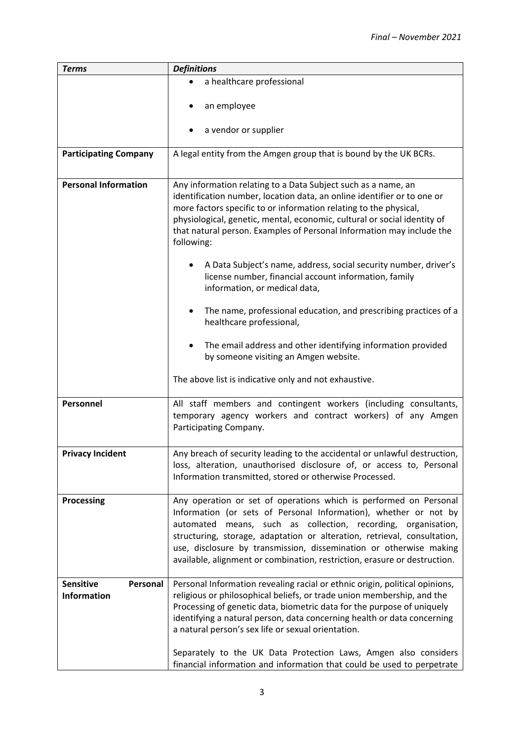| *Terms* | *Definitions* |
| --- | --- |
| | • a healthcare professional<br><br>• an employee<br><br>• a vendor or supplier |
| **Participating Company** | A legal entity from the Amgen group that is bound by the UK BCRs. |
| **Personal Information** | Any information relating to a Data Subject such as a name, an identification number, location data, an online identifier or to one or more factors specific to or information relating to the physical, physiological, genetic, mental, economic, cultural or social identity of that natural person. Examples of Personal Information may include the following:<br><br>• A Data Subject's name, address, social security number, driver's license number, financial account information, family information, or medical data,<br><br>• The name, professional education, and prescribing practices of a healthcare professional,<br><br>• The email address and other identifying information provided by someone visiting an Amgen website.<br><br>The above list is indicative only and not exhaustive. |
| **Personnel** | All staff members and contingent workers (including consultants, temporary agency workers and contract workers) of any Amgen Participating Company. |
| **Privacy Incident** | Any breach of security leading to the accidental or unlawful destruction, loss, alteration, unauthorised disclosure of, or access to, Personal Information transmitted, stored or otherwise Processed. |
| **Processing** | Any operation or set of operations which is performed on Personal Information (or sets of Personal Information), whether or not by automated means, such as collection, recording, organisation, structuring, storage, adaptation or alteration, retrieval, consultation, use, disclosure by transmission, dissemination or otherwise making available, alignment or combination, restriction, erasure or destruction. |
| **Sensitive Personal Information** | Personal Information revealing racial or ethnic origin, political opinions, religious or philosophical beliefs, or trade union membership, and the Processing of genetic data, biometric data for the purpose of uniquely identifying a natural person, data concerning health or data concerning a natural person's sex life or sexual orientation.<br><br>Separately to the UK Data Protection Laws, Amgen also considers financial information and information that could be used to perpetrate |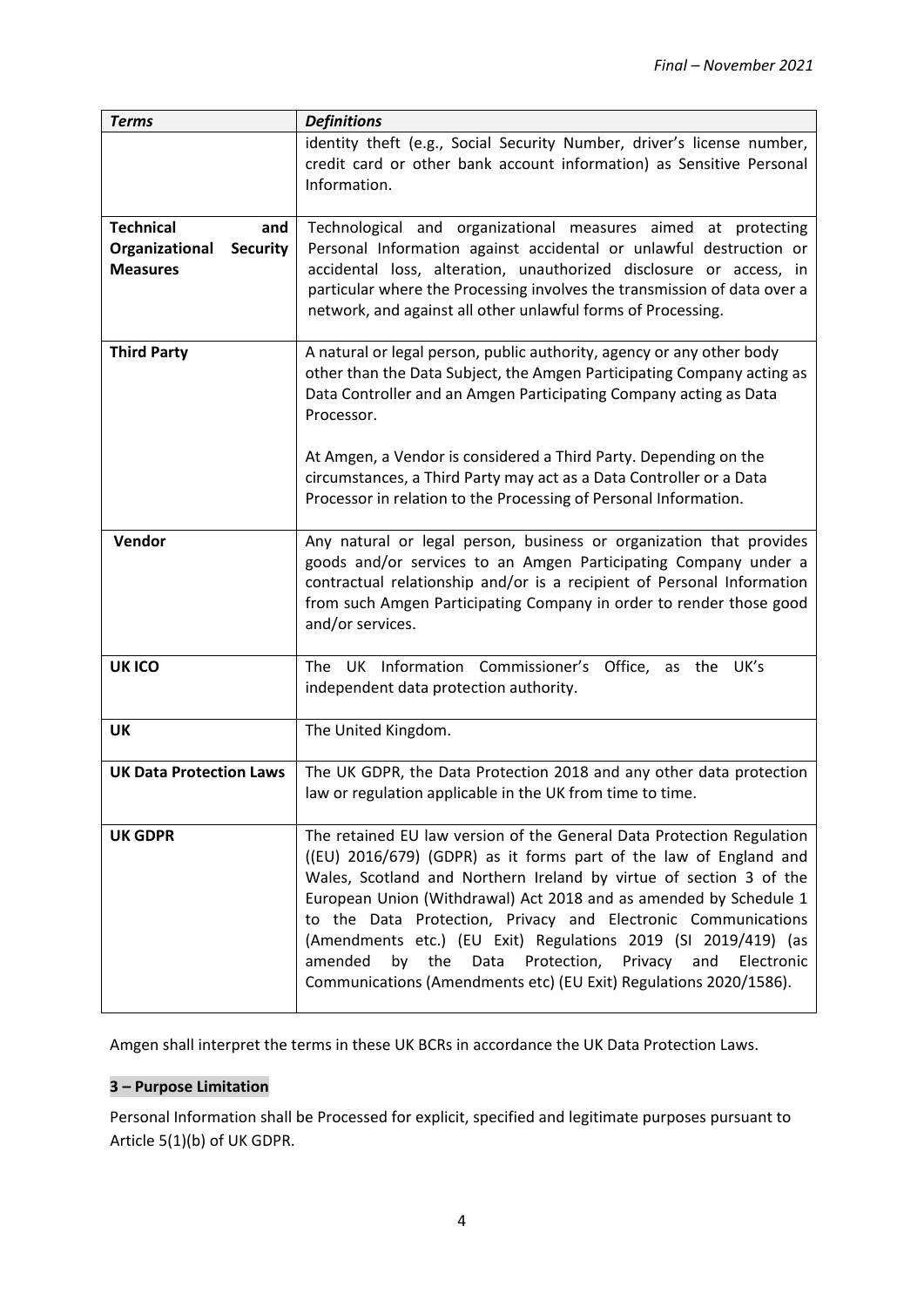| *Terms* | *Definitions* |
|---|---|
| | identity theft (e.g., Social Security Number, driver's license number, credit card or other bank account information) as Sensitive Personal Information. |
| **Technical and Organizational Security Measures** | Technological and organizational measures aimed at protecting Personal Information against accidental or unlawful destruction or accidental loss, alteration, unauthorized disclosure or access, in particular where the Processing involves the transmission of data over a network, and against all other unlawful forms of Processing. |
| **Third Party** | A natural or legal person, public authority, agency or any other body other than the Data Subject, the Amgen Participating Company acting as Data Controller and an Amgen Participating Company acting as Data Processor.<br><br>At Amgen, a Vendor is considered a Third Party. Depending on the circumstances, a Third Party may act as a Data Controller or a Data Processor in relation to the Processing of Personal Information. |
| **Vendor** | Any natural or legal person, business or organization that provides goods and/or services to an Amgen Participating Company under a contractual relationship and/or is a recipient of Personal Information from such Amgen Participating Company in order to render those good and/or services. |
| **UK ICO** | The UK Information Commissioner's Office, as the UK's independent data protection authority. |
| **UK** | The United Kingdom. |
| **UK Data Protection Laws** | The UK GDPR, the Data Protection 2018 and any other data protection law or regulation applicable in the UK from time to time. |
| **UK GDPR** | The retained EU law version of the General Data Protection Regulation ((EU) 2016/679) (GDPR) as it forms part of the law of England and Wales, Scotland and Northern Ireland by virtue of section 3 of the European Union (Withdrawal) Act 2018 and as amended by Schedule 1 to the Data Protection, Privacy and Electronic Communications (Amendments etc.) (EU Exit) Regulations 2019 (SI 2019/419) (as amended by the Data Protection, Privacy and Electronic Communications (Amendments etc) (EU Exit) Regulations 2020/1586). |

Amgen shall interpret the terms in these UK BCRs in accordance the UK Data Protection Laws.

## 3 – Purpose Limitation

Personal Information shall be Processed for explicit, specified and legitimate purposes pursuant to Article 5(1)(b) of UK GDPR.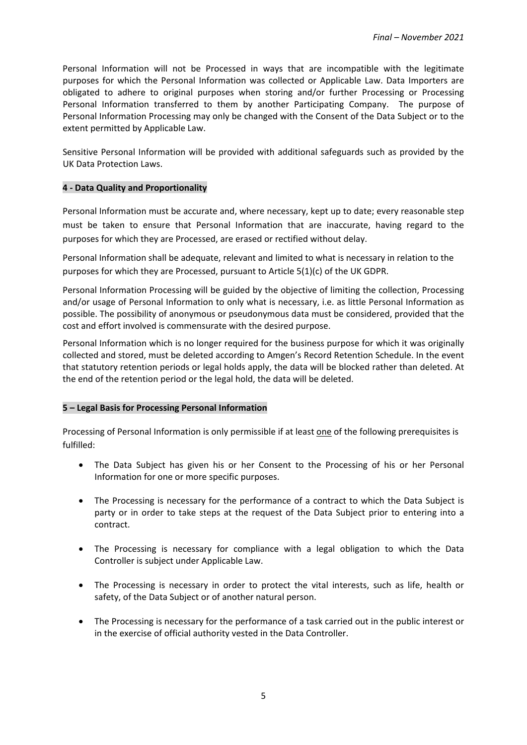Personal Information will not be Processed in ways that are incompatible with the legitimate purposes for which the Personal Information was collected or Applicable Law. Data Importers are obligated to adhere to original purposes when storing and/or further Processing or Processing Personal Information transferred to them by another Participating Company. The purpose of Personal Information Processing may only be changed with the Consent of the Data Subject or to the extent permitted by Applicable Law.

Sensitive Personal Information will be provided with additional safeguards such as provided by the UK Data Protection Laws.

**4 - Data Quality and Proportionality**

Personal Information must be accurate and, where necessary, kept up to date; every reasonable step must be taken to ensure that Personal Information that are inaccurate, having regard to the purposes for which they are Processed, are erased or rectified without delay.

Personal Information shall be adequate, relevant and limited to what is necessary in relation to the purposes for which they are Processed, pursuant to Article 5(1)(c) of the UK GDPR.

Personal Information Processing will be guided by the objective of limiting the collection, Processing and/or usage of Personal Information to only what is necessary, i.e. as little Personal Information as possible. The possibility of anonymous or pseudonymous data must be considered, provided that the cost and effort involved is commensurate with the desired purpose.

Personal Information which is no longer required for the business purpose for which it was originally collected and stored, must be deleted according to Amgen's Record Retention Schedule. In the event that statutory retention periods or legal holds apply, the data will be blocked rather than deleted. At the end of the retention period or the legal hold, the data will be deleted.

**5 – Legal Basis for Processing Personal Information**

Processing of Personal Information is only permissible if at least one of the following prerequisites is fulfilled:

- The Data Subject has given his or her Consent to the Processing of his or her Personal Information for one or more specific purposes.
- The Processing is necessary for the performance of a contract to which the Data Subject is party or in order to take steps at the request of the Data Subject prior to entering into a contract.
- The Processing is necessary for compliance with a legal obligation to which the Data Controller is subject under Applicable Law.
- The Processing is necessary in order to protect the vital interests, such as life, health or safety, of the Data Subject or of another natural person.
- The Processing is necessary for the performance of a task carried out in the public interest or in the exercise of official authority vested in the Data Controller.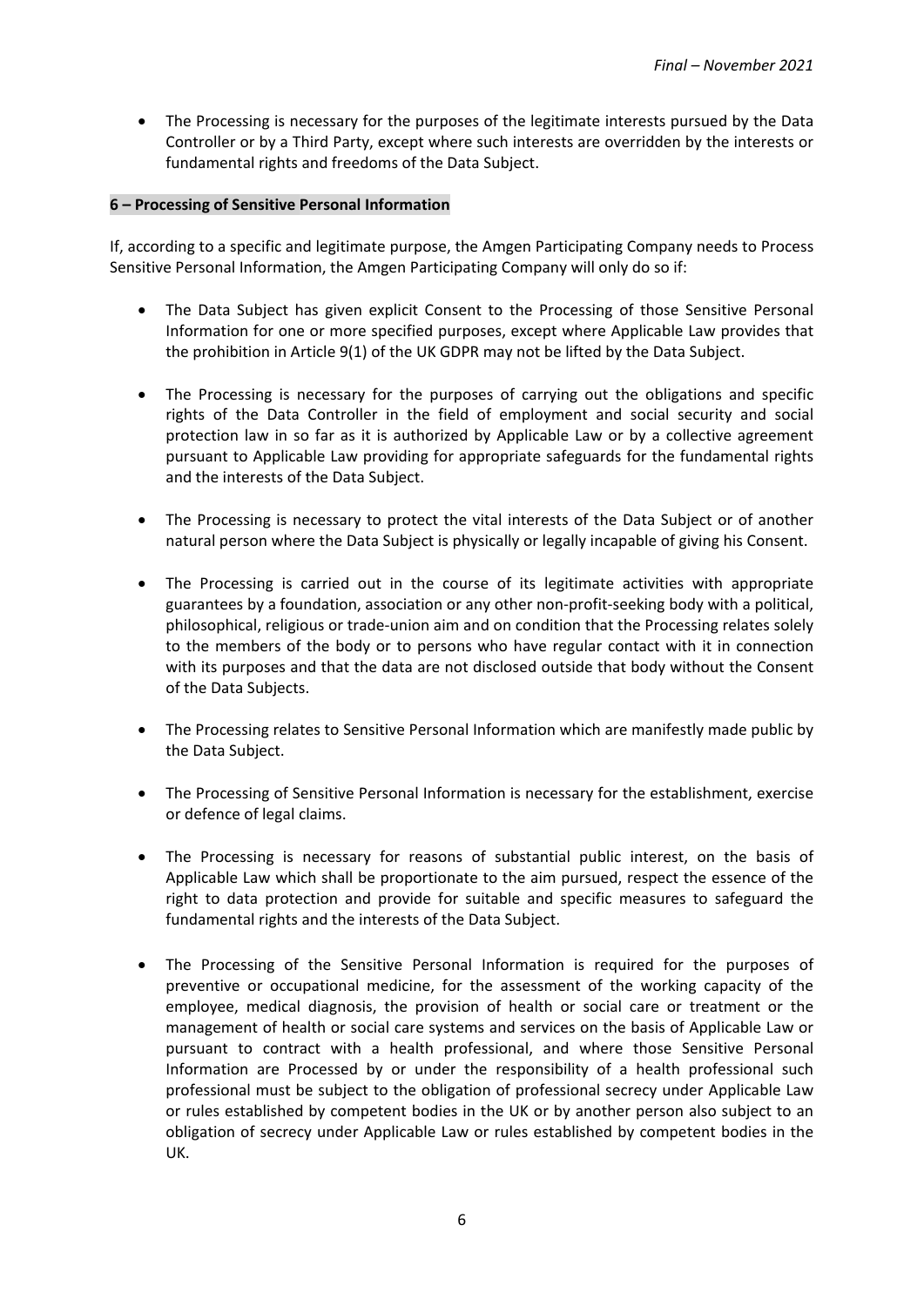- The Processing is necessary for the purposes of the legitimate interests pursued by the Data Controller or by a Third Party, except where such interests are overridden by the interests or fundamental rights and freedoms of the Data Subject.

## 6 – Processing of Sensitive Personal Information

If, according to a specific and legitimate purpose, the Amgen Participating Company needs to Process Sensitive Personal Information, the Amgen Participating Company will only do so if:

- The Data Subject has given explicit Consent to the Processing of those Sensitive Personal Information for one or more specified purposes, except where Applicable Law provides that the prohibition in Article 9(1) of the UK GDPR may not be lifted by the Data Subject.

- The Processing is necessary for the purposes of carrying out the obligations and specific rights of the Data Controller in the field of employment and social security and social protection law in so far as it is authorized by Applicable Law or by a collective agreement pursuant to Applicable Law providing for appropriate safeguards for the fundamental rights and the interests of the Data Subject.

- The Processing is necessary to protect the vital interests of the Data Subject or of another natural person where the Data Subject is physically or legally incapable of giving his Consent.

- The Processing is carried out in the course of its legitimate activities with appropriate guarantees by a foundation, association or any other non-profit-seeking body with a political, philosophical, religious or trade-union aim and on condition that the Processing relates solely to the members of the body or to persons who have regular contact with it in connection with its purposes and that the data are not disclosed outside that body without the Consent of the Data Subjects.

- The Processing relates to Sensitive Personal Information which are manifestly made public by the Data Subject.

- The Processing of Sensitive Personal Information is necessary for the establishment, exercise or defence of legal claims.

- The Processing is necessary for reasons of substantial public interest, on the basis of Applicable Law which shall be proportionate to the aim pursued, respect the essence of the right to data protection and provide for suitable and specific measures to safeguard the fundamental rights and the interests of the Data Subject.

- The Processing of the Sensitive Personal Information is required for the purposes of preventive or occupational medicine, for the assessment of the working capacity of the employee, medical diagnosis, the provision of health or social care or treatment or the management of health or social care systems and services on the basis of Applicable Law or pursuant to contract with a health professional, and where those Sensitive Personal Information are Processed by or under the responsibility of a health professional such professional must be subject to the obligation of professional secrecy under Applicable Law or rules established by competent bodies in the UK or by another person also subject to an obligation of secrecy under Applicable Law or rules established by competent bodies in the UK.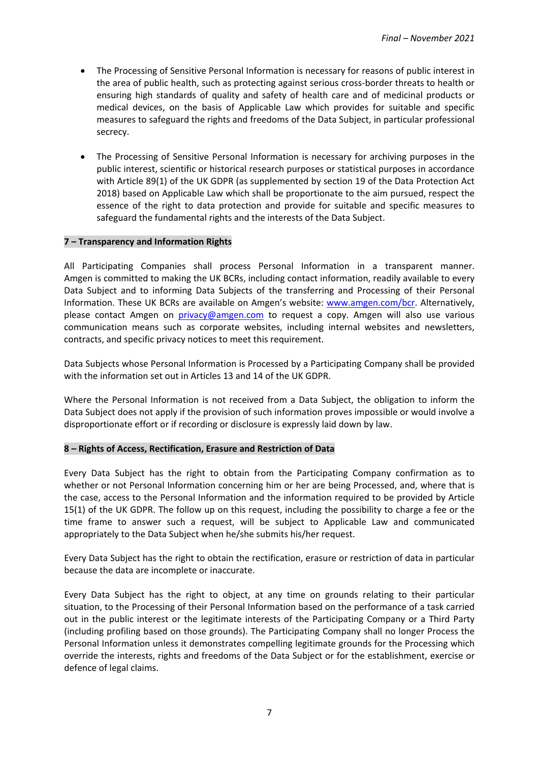- The Processing of Sensitive Personal Information is necessary for reasons of public interest in the area of public health, such as protecting against serious cross-border threats to health or ensuring high standards of quality and safety of health care and of medicinal products or medical devices, on the basis of Applicable Law which provides for suitable and specific measures to safeguard the rights and freedoms of the Data Subject, in particular professional secrecy.

- The Processing of Sensitive Personal Information is necessary for archiving purposes in the public interest, scientific or historical research purposes or statistical purposes in accordance with Article 89(1) of the UK GDPR (as supplemented by section 19 of the Data Protection Act 2018) based on Applicable Law which shall be proportionate to the aim pursued, respect the essence of the right to data protection and provide for suitable and specific measures to safeguard the fundamental rights and the interests of the Data Subject.

## 7 – Transparency and Information Rights

All Participating Companies shall process Personal Information in a transparent manner. Amgen is committed to making the UK BCRs, including contact information, readily available to every Data Subject and to informing Data Subjects of the transferring and Processing of their Personal Information. These UK BCRs are available on Amgen's website: [www.amgen.com/bcr](http://www.amgen.com/bcr). Alternatively, please contact Amgen on [privacy@amgen.com](mailto:privacy@amgen.com) to request a copy. Amgen will also use various communication means such as corporate websites, including internal websites and newsletters, contracts, and specific privacy notices to meet this requirement.

Data Subjects whose Personal Information is Processed by a Participating Company shall be provided with the information set out in Articles 13 and 14 of the UK GDPR.

Where the Personal Information is not received from a Data Subject, the obligation to inform the Data Subject does not apply if the provision of such information proves impossible or would involve a disproportionate effort or if recording or disclosure is expressly laid down by law.

## 8 – Rights of Access, Rectification, Erasure and Restriction of Data

Every Data Subject has the right to obtain from the Participating Company confirmation as to whether or not Personal Information concerning him or her are being Processed, and, where that is the case, access to the Personal Information and the information required to be provided by Article 15(1) of the UK GDPR. The follow up on this request, including the possibility to charge a fee or the time frame to answer such a request, will be subject to Applicable Law and communicated appropriately to the Data Subject when he/she submits his/her request.

Every Data Subject has the right to obtain the rectification, erasure or restriction of data in particular because the data are incomplete or inaccurate.

Every Data Subject has the right to object, at any time on grounds relating to their particular situation, to the Processing of their Personal Information based on the performance of a task carried out in the public interest or the legitimate interests of the Participating Company or a Third Party (including profiling based on those grounds). The Participating Company shall no longer Process the Personal Information unless it demonstrates compelling legitimate grounds for the Processing which override the interests, rights and freedoms of the Data Subject or for the establishment, exercise or defence of legal claims.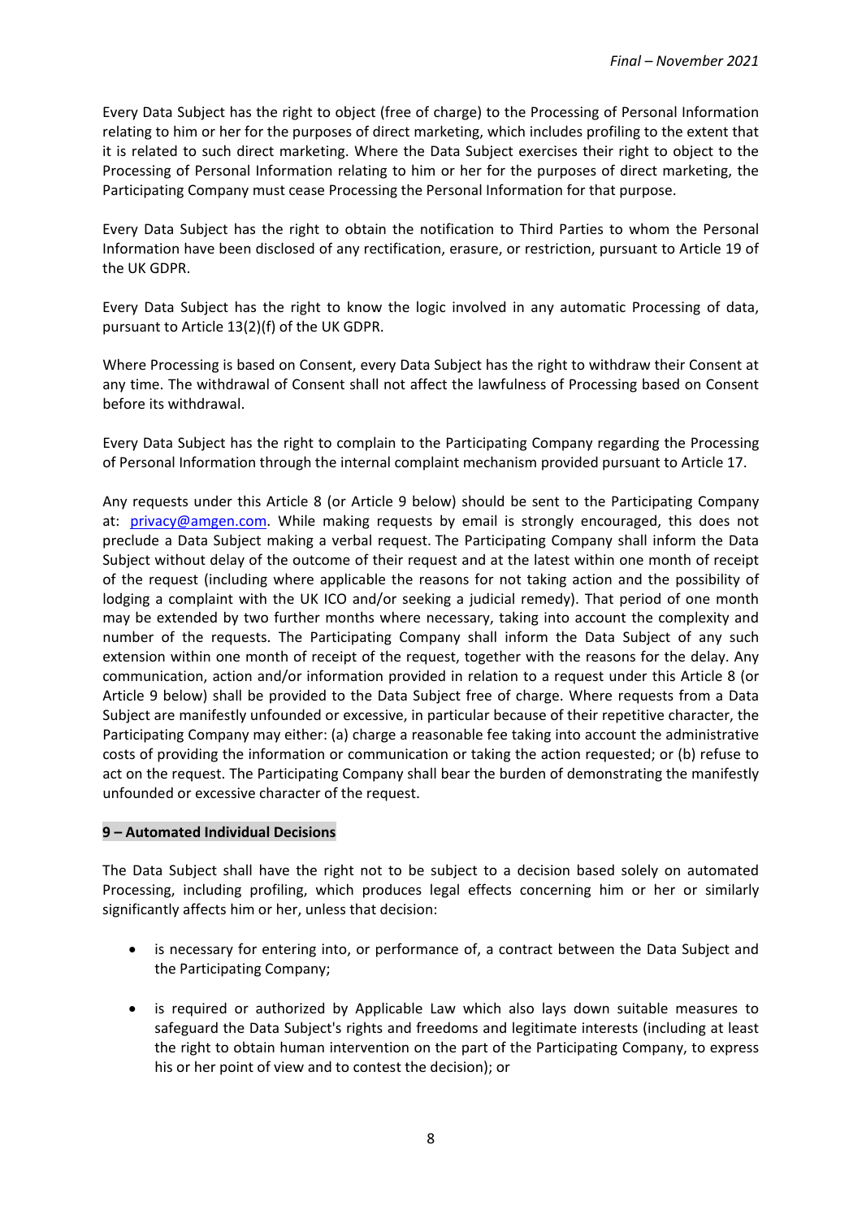Every Data Subject has the right to object (free of charge) to the Processing of Personal Information relating to him or her for the purposes of direct marketing, which includes profiling to the extent that it is related to such direct marketing. Where the Data Subject exercises their right to object to the Processing of Personal Information relating to him or her for the purposes of direct marketing, the Participating Company must cease Processing the Personal Information for that purpose.

Every Data Subject has the right to obtain the notification to Third Parties to whom the Personal Information have been disclosed of any rectification, erasure, or restriction, pursuant to Article 19 of the UK GDPR.

Every Data Subject has the right to know the logic involved in any automatic Processing of data, pursuant to Article 13(2)(f) of the UK GDPR.

Where Processing is based on Consent, every Data Subject has the right to withdraw their Consent at any time. The withdrawal of Consent shall not affect the lawfulness of Processing based on Consent before its withdrawal.

Every Data Subject has the right to complain to the Participating Company regarding the Processing of Personal Information through the internal complaint mechanism provided pursuant to Article 17.

Any requests under this Article 8 (or Article 9 below) should be sent to the Participating Company at: privacy@amgen.com. While making requests by email is strongly encouraged, this does not preclude a Data Subject making a verbal request. The Participating Company shall inform the Data Subject without delay of the outcome of their request and at the latest within one month of receipt of the request (including where applicable the reasons for not taking action and the possibility of lodging a complaint with the UK ICO and/or seeking a judicial remedy). That period of one month may be extended by two further months where necessary, taking into account the complexity and number of the requests. The Participating Company shall inform the Data Subject of any such extension within one month of receipt of the request, together with the reasons for the delay. Any communication, action and/or information provided in relation to a request under this Article 8 (or Article 9 below) shall be provided to the Data Subject free of charge. Where requests from a Data Subject are manifestly unfounded or excessive, in particular because of their repetitive character, the Participating Company may either: (a) charge a reasonable fee taking into account the administrative costs of providing the information or communication or taking the action requested; or (b) refuse to act on the request. The Participating Company shall bear the burden of demonstrating the manifestly unfounded or excessive character of the request.

## 9 – Automated Individual Decisions

The Data Subject shall have the right not to be subject to a decision based solely on automated Processing, including profiling, which produces legal effects concerning him or her or similarly significantly affects him or her, unless that decision:

- is necessary for entering into, or performance of, a contract between the Data Subject and the Participating Company;
- is required or authorized by Applicable Law which also lays down suitable measures to safeguard the Data Subject's rights and freedoms and legitimate interests (including at least the right to obtain human intervention on the part of the Participating Company, to express his or her point of view and to contest the decision); or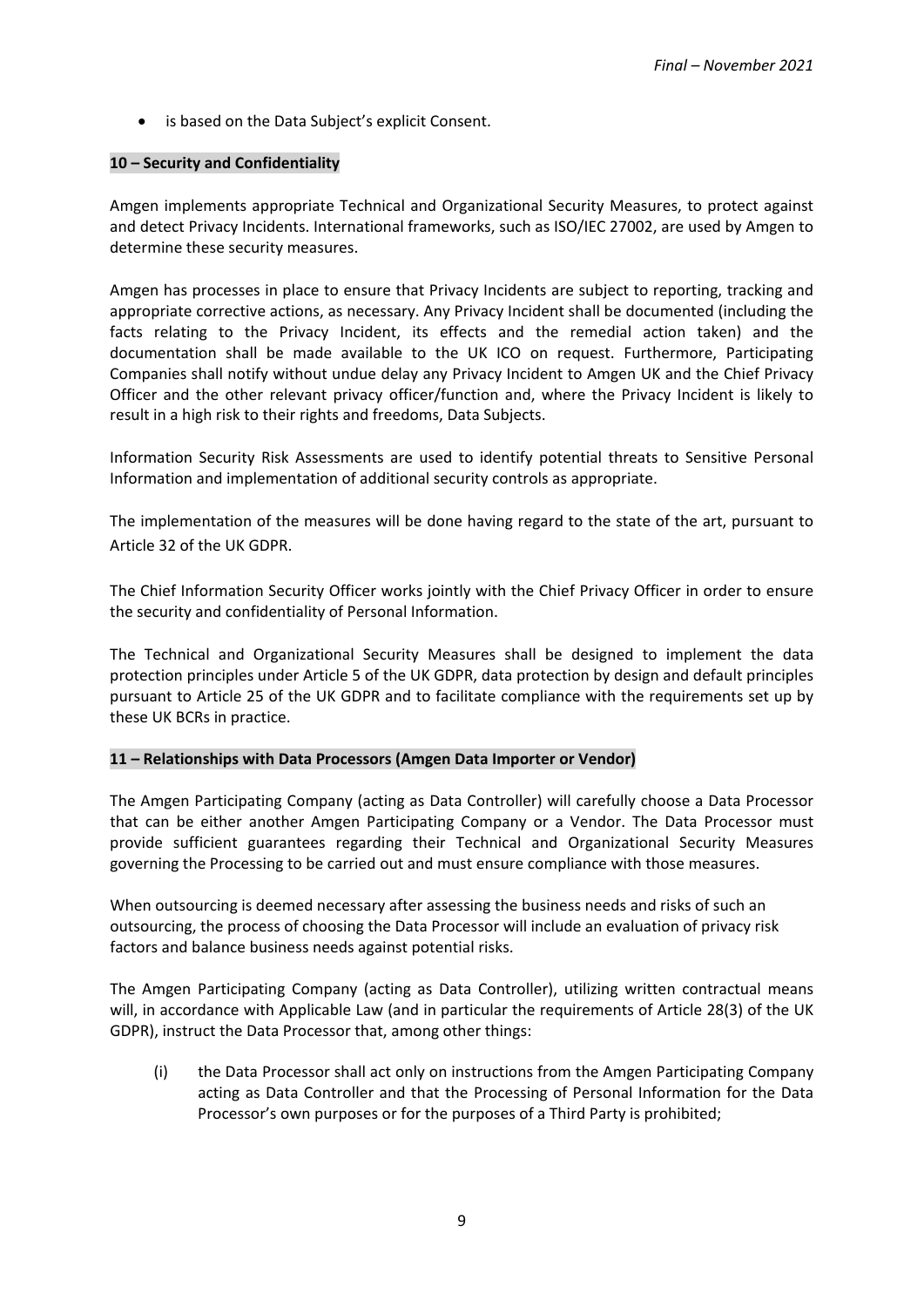- is based on the Data Subject's explicit Consent.

## 10 – Security and Confidentiality

Amgen implements appropriate Technical and Organizational Security Measures, to protect against and detect Privacy Incidents. International frameworks, such as ISO/IEC 27002, are used by Amgen to determine these security measures.

Amgen has processes in place to ensure that Privacy Incidents are subject to reporting, tracking and appropriate corrective actions, as necessary. Any Privacy Incident shall be documented (including the facts relating to the Privacy Incident, its effects and the remedial action taken) and the documentation shall be made available to the UK ICO on request. Furthermore, Participating Companies shall notify without undue delay any Privacy Incident to Amgen UK and the Chief Privacy Officer and the other relevant privacy officer/function and, where the Privacy Incident is likely to result in a high risk to their rights and freedoms, Data Subjects.

Information Security Risk Assessments are used to identify potential threats to Sensitive Personal Information and implementation of additional security controls as appropriate.

The implementation of the measures will be done having regard to the state of the art, pursuant to Article 32 of the UK GDPR.

The Chief Information Security Officer works jointly with the Chief Privacy Officer in order to ensure the security and confidentiality of Personal Information.

The Technical and Organizational Security Measures shall be designed to implement the data protection principles under Article 5 of the UK GDPR, data protection by design and default principles pursuant to Article 25 of the UK GDPR and to facilitate compliance with the requirements set up by these UK BCRs in practice.

## 11 – Relationships with Data Processors (Amgen Data Importer or Vendor)

The Amgen Participating Company (acting as Data Controller) will carefully choose a Data Processor that can be either another Amgen Participating Company or a Vendor. The Data Processor must provide sufficient guarantees regarding their Technical and Organizational Security Measures governing the Processing to be carried out and must ensure compliance with those measures.

When outsourcing is deemed necessary after assessing the business needs and risks of such an outsourcing, the process of choosing the Data Processor will include an evaluation of privacy risk factors and balance business needs against potential risks.

The Amgen Participating Company (acting as Data Controller), utilizing written contractual means will, in accordance with Applicable Law (and in particular the requirements of Article 28(3) of the UK GDPR), instruct the Data Processor that, among other things:

(i) the Data Processor shall act only on instructions from the Amgen Participating Company acting as Data Controller and that the Processing of Personal Information for the Data Processor's own purposes or for the purposes of a Third Party is prohibited;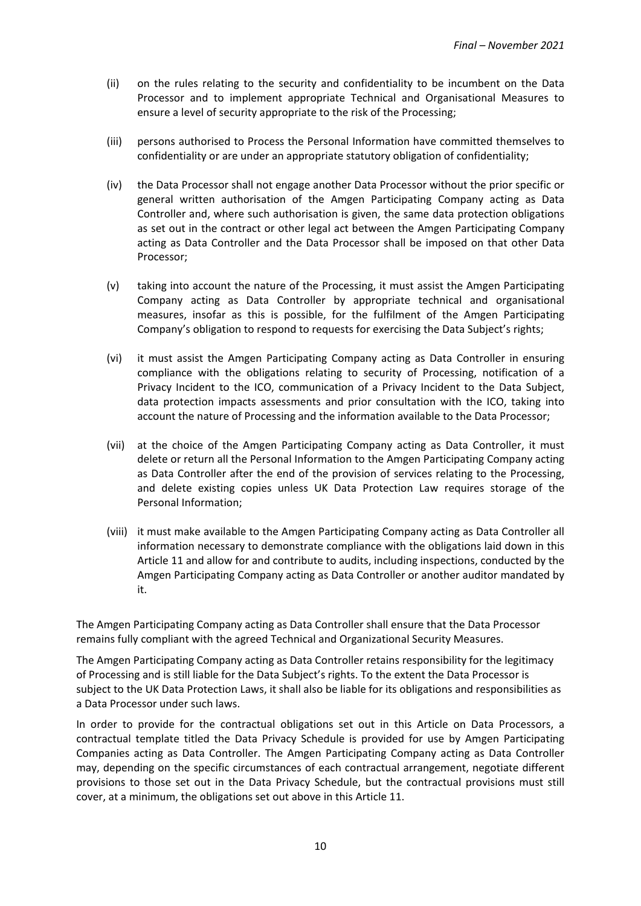(ii) on the rules relating to the security and confidentiality to be incumbent on the Data Processor and to implement appropriate Technical and Organisational Measures to ensure a level of security appropriate to the risk of the Processing;

(iii) persons authorised to Process the Personal Information have committed themselves to confidentiality or are under an appropriate statutory obligation of confidentiality;

(iv) the Data Processor shall not engage another Data Processor without the prior specific or general written authorisation of the Amgen Participating Company acting as Data Controller and, where such authorisation is given, the same data protection obligations as set out in the contract or other legal act between the Amgen Participating Company acting as Data Controller and the Data Processor shall be imposed on that other Data Processor;

(v) taking into account the nature of the Processing, it must assist the Amgen Participating Company acting as Data Controller by appropriate technical and organisational measures, insofar as this is possible, for the fulfilment of the Amgen Participating Company's obligation to respond to requests for exercising the Data Subject's rights;

(vi) it must assist the Amgen Participating Company acting as Data Controller in ensuring compliance with the obligations relating to security of Processing, notification of a Privacy Incident to the ICO, communication of a Privacy Incident to the Data Subject, data protection impacts assessments and prior consultation with the ICO, taking into account the nature of Processing and the information available to the Data Processor;

(vii) at the choice of the Amgen Participating Company acting as Data Controller, it must delete or return all the Personal Information to the Amgen Participating Company acting as Data Controller after the end of the provision of services relating to the Processing, and delete existing copies unless UK Data Protection Law requires storage of the Personal Information;

(viii) it must make available to the Amgen Participating Company acting as Data Controller all information necessary to demonstrate compliance with the obligations laid down in this Article 11 and allow for and contribute to audits, including inspections, conducted by the Amgen Participating Company acting as Data Controller or another auditor mandated by it.

The Amgen Participating Company acting as Data Controller shall ensure that the Data Processor remains fully compliant with the agreed Technical and Organizational Security Measures.

The Amgen Participating Company acting as Data Controller retains responsibility for the legitimacy of Processing and is still liable for the Data Subject's rights. To the extent the Data Processor is subject to the UK Data Protection Laws, it shall also be liable for its obligations and responsibilities as a Data Processor under such laws.

In order to provide for the contractual obligations set out in this Article on Data Processors, a contractual template titled the Data Privacy Schedule is provided for use by Amgen Participating Companies acting as Data Controller. The Amgen Participating Company acting as Data Controller may, depending on the specific circumstances of each contractual arrangement, negotiate different provisions to those set out in the Data Privacy Schedule, but the contractual provisions must still cover, at a minimum, the obligations set out above in this Article 11.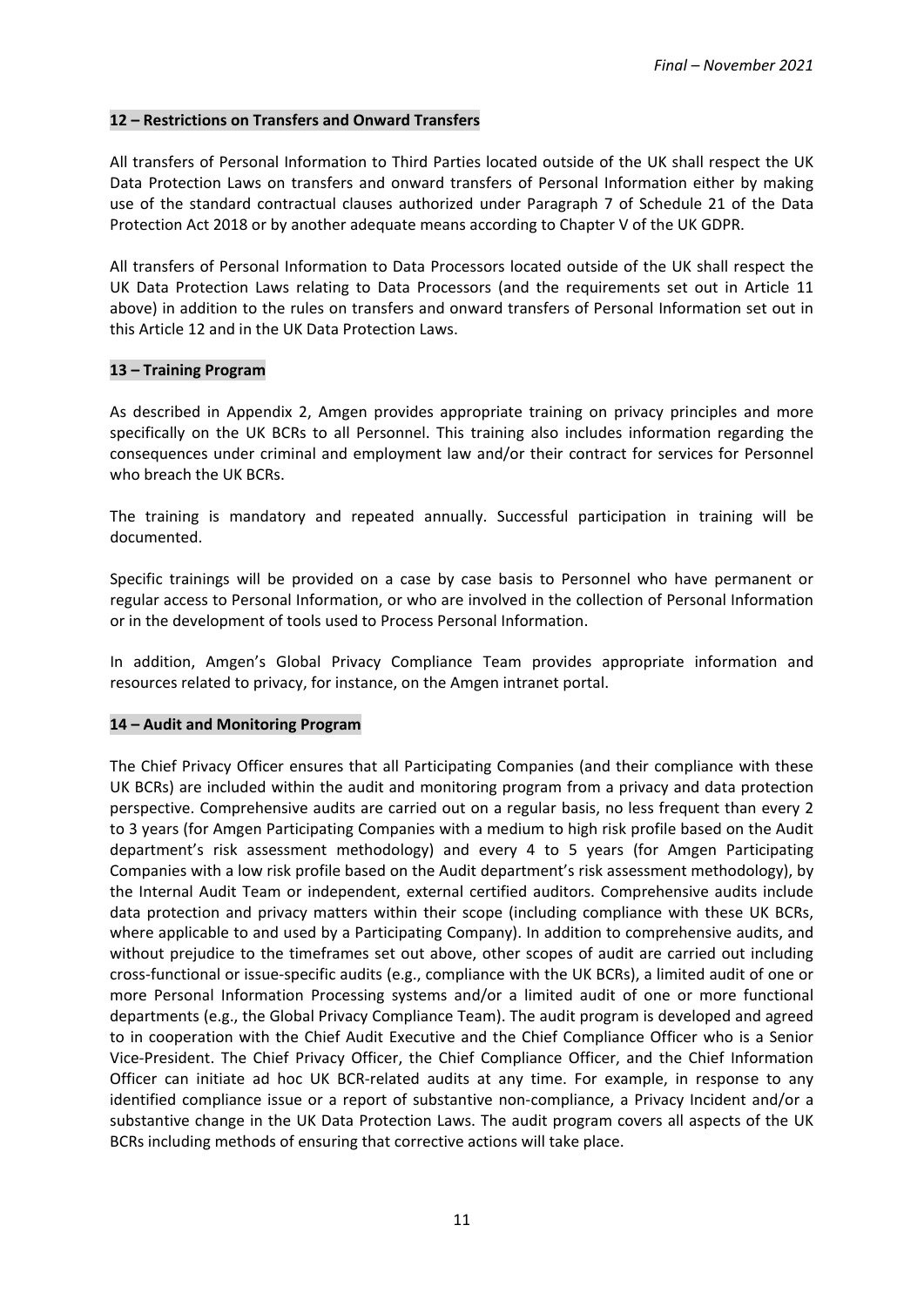## 12 – Restrictions on Transfers and Onward Transfers

All transfers of Personal Information to Third Parties located outside of the UK shall respect the UK Data Protection Laws on transfers and onward transfers of Personal Information either by making use of the standard contractual clauses authorized under Paragraph 7 of Schedule 21 of the Data Protection Act 2018 or by another adequate means according to Chapter V of the UK GDPR.

All transfers of Personal Information to Data Processors located outside of the UK shall respect the UK Data Protection Laws relating to Data Processors (and the requirements set out in Article 11 above) in addition to the rules on transfers and onward transfers of Personal Information set out in this Article 12 and in the UK Data Protection Laws.

## 13 – Training Program

As described in Appendix 2, Amgen provides appropriate training on privacy principles and more specifically on the UK BCRs to all Personnel. This training also includes information regarding the consequences under criminal and employment law and/or their contract for services for Personnel who breach the UK BCRs.

The training is mandatory and repeated annually. Successful participation in training will be documented.

Specific trainings will be provided on a case by case basis to Personnel who have permanent or regular access to Personal Information, or who are involved in the collection of Personal Information or in the development of tools used to Process Personal Information.

In addition, Amgen's Global Privacy Compliance Team provides appropriate information and resources related to privacy, for instance, on the Amgen intranet portal.

## 14 – Audit and Monitoring Program

The Chief Privacy Officer ensures that all Participating Companies (and their compliance with these UK BCRs) are included within the audit and monitoring program from a privacy and data protection perspective. Comprehensive audits are carried out on a regular basis, no less frequent than every 2 to 3 years (for Amgen Participating Companies with a medium to high risk profile based on the Audit department's risk assessment methodology) and every 4 to 5 years (for Amgen Participating Companies with a low risk profile based on the Audit department's risk assessment methodology), by the Internal Audit Team or independent, external certified auditors. Comprehensive audits include data protection and privacy matters within their scope (including compliance with these UK BCRs, where applicable to and used by a Participating Company). In addition to comprehensive audits, and without prejudice to the timeframes set out above, other scopes of audit are carried out including cross-functional or issue-specific audits (e.g., compliance with the UK BCRs), a limited audit of one or more Personal Information Processing systems and/or a limited audit of one or more functional departments (e.g., the Global Privacy Compliance Team). The audit program is developed and agreed to in cooperation with the Chief Audit Executive and the Chief Compliance Officer who is a Senior Vice-President. The Chief Privacy Officer, the Chief Compliance Officer, and the Chief Information Officer can initiate ad hoc UK BCR-related audits at any time. For example, in response to any identified compliance issue or a report of substantive non-compliance, a Privacy Incident and/or a substantive change in the UK Data Protection Laws. The audit program covers all aspects of the UK BCRs including methods of ensuring that corrective actions will take place.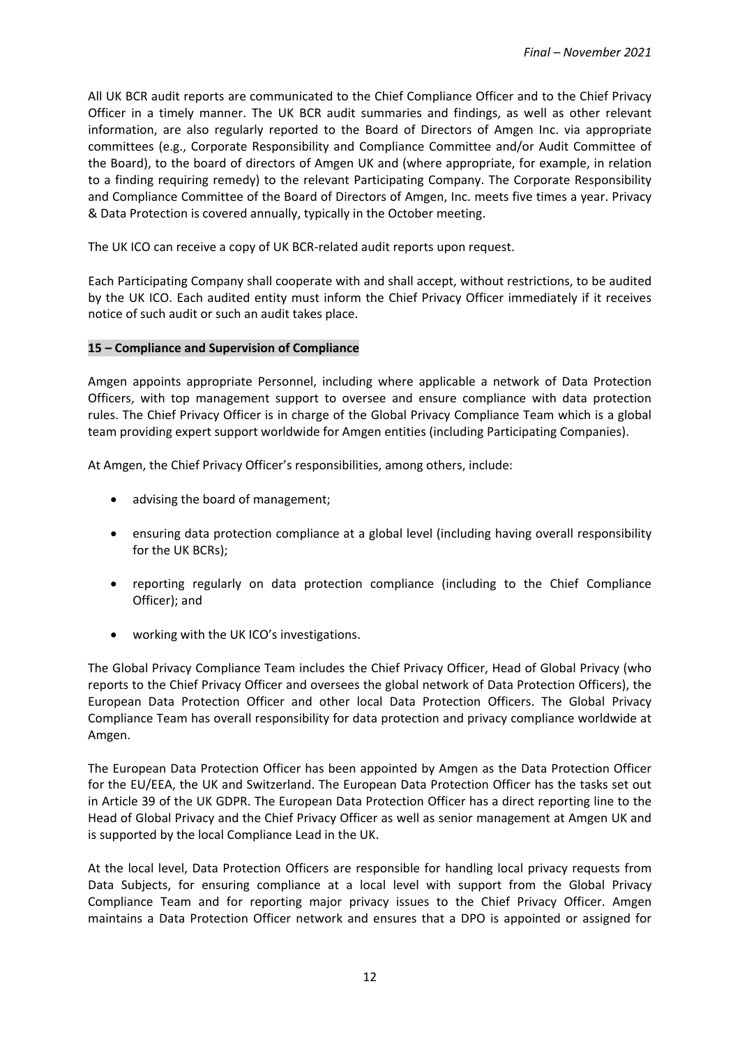All UK BCR audit reports are communicated to the Chief Compliance Officer and to the Chief Privacy Officer in a timely manner. The UK BCR audit summaries and findings, as well as other relevant information, are also regularly reported to the Board of Directors of Amgen Inc. via appropriate committees (e.g., Corporate Responsibility and Compliance Committee and/or Audit Committee of the Board), to the board of directors of Amgen UK and (where appropriate, for example, in relation to a finding requiring remedy) to the relevant Participating Company. The Corporate Responsibility and Compliance Committee of the Board of Directors of Amgen, Inc. meets five times a year. Privacy & Data Protection is covered annually, typically in the October meeting.

The UK ICO can receive a copy of UK BCR-related audit reports upon request.

Each Participating Company shall cooperate with and shall accept, without restrictions, to be audited by the UK ICO. Each audited entity must inform the Chief Privacy Officer immediately if it receives notice of such audit or such an audit takes place.

## 15 – Compliance and Supervision of Compliance

Amgen appoints appropriate Personnel, including where applicable a network of Data Protection Officers, with top management support to oversee and ensure compliance with data protection rules. The Chief Privacy Officer is in charge of the Global Privacy Compliance Team which is a global team providing expert support worldwide for Amgen entities (including Participating Companies).

At Amgen, the Chief Privacy Officer's responsibilities, among others, include:

- advising the board of management;
- ensuring data protection compliance at a global level (including having overall responsibility for the UK BCRs);
- reporting regularly on data protection compliance (including to the Chief Compliance Officer); and
- working with the UK ICO's investigations.

The Global Privacy Compliance Team includes the Chief Privacy Officer, Head of Global Privacy (who reports to the Chief Privacy Officer and oversees the global network of Data Protection Officers), the European Data Protection Officer and other local Data Protection Officers. The Global Privacy Compliance Team has overall responsibility for data protection and privacy compliance worldwide at Amgen.

The European Data Protection Officer has been appointed by Amgen as the Data Protection Officer for the EU/EEA, the UK and Switzerland. The European Data Protection Officer has the tasks set out in Article 39 of the UK GDPR. The European Data Protection Officer has a direct reporting line to the Head of Global Privacy and the Chief Privacy Officer as well as senior management at Amgen UK and is supported by the local Compliance Lead in the UK.

At the local level, Data Protection Officers are responsible for handling local privacy requests from Data Subjects, for ensuring compliance at a local level with support from the Global Privacy Compliance Team and for reporting major privacy issues to the Chief Privacy Officer. Amgen maintains a Data Protection Officer network and ensures that a DPO is appointed or assigned for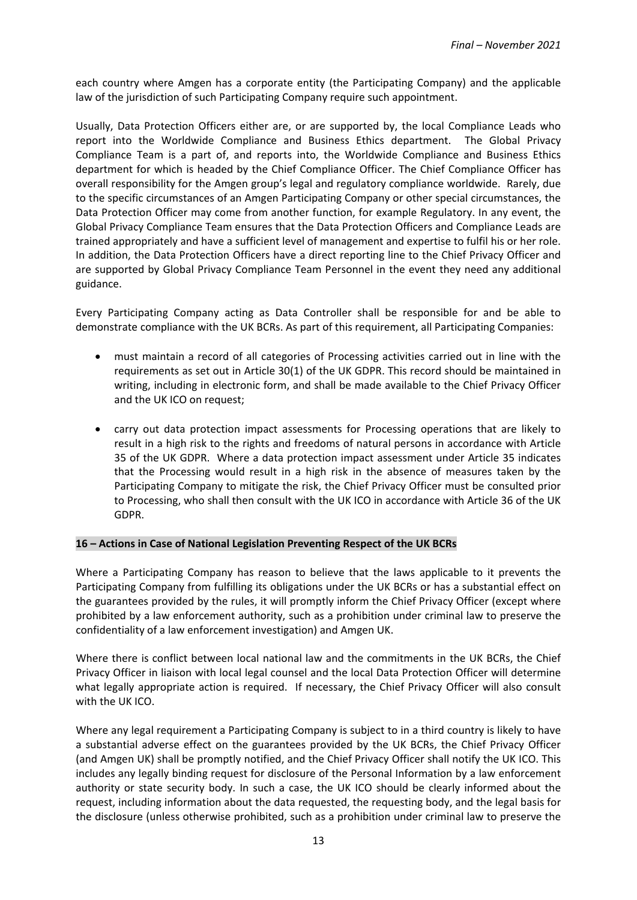each country where Amgen has a corporate entity (the Participating Company) and the applicable law of the jurisdiction of such Participating Company require such appointment.

Usually, Data Protection Officers either are, or are supported by, the local Compliance Leads who report into the Worldwide Compliance and Business Ethics department. The Global Privacy Compliance Team is a part of, and reports into, the Worldwide Compliance and Business Ethics department for which is headed by the Chief Compliance Officer. The Chief Compliance Officer has overall responsibility for the Amgen group's legal and regulatory compliance worldwide. Rarely, due to the specific circumstances of an Amgen Participating Company or other special circumstances, the Data Protection Officer may come from another function, for example Regulatory. In any event, the Global Privacy Compliance Team ensures that the Data Protection Officers and Compliance Leads are trained appropriately and have a sufficient level of management and expertise to fulfil his or her role. In addition, the Data Protection Officers have a direct reporting line to the Chief Privacy Officer and are supported by Global Privacy Compliance Team Personnel in the event they need any additional guidance.

Every Participating Company acting as Data Controller shall be responsible for and be able to demonstrate compliance with the UK BCRs. As part of this requirement, all Participating Companies:

- must maintain a record of all categories of Processing activities carried out in line with the requirements as set out in Article 30(1) of the UK GDPR. This record should be maintained in writing, including in electronic form, and shall be made available to the Chief Privacy Officer and the UK ICO on request;
- carry out data protection impact assessments for Processing operations that are likely to result in a high risk to the rights and freedoms of natural persons in accordance with Article 35 of the UK GDPR. Where a data protection impact assessment under Article 35 indicates that the Processing would result in a high risk in the absence of measures taken by the Participating Company to mitigate the risk, the Chief Privacy Officer must be consulted prior to Processing, who shall then consult with the UK ICO in accordance with Article 36 of the UK GDPR.

## 16 – Actions in Case of National Legislation Preventing Respect of the UK BCRs

Where a Participating Company has reason to believe that the laws applicable to it prevents the Participating Company from fulfilling its obligations under the UK BCRs or has a substantial effect on the guarantees provided by the rules, it will promptly inform the Chief Privacy Officer (except where prohibited by a law enforcement authority, such as a prohibition under criminal law to preserve the confidentiality of a law enforcement investigation) and Amgen UK.

Where there is conflict between local national law and the commitments in the UK BCRs, the Chief Privacy Officer in liaison with local legal counsel and the local Data Protection Officer will determine what legally appropriate action is required. If necessary, the Chief Privacy Officer will also consult with the UK ICO.

Where any legal requirement a Participating Company is subject to in a third country is likely to have a substantial adverse effect on the guarantees provided by the UK BCRs, the Chief Privacy Officer (and Amgen UK) shall be promptly notified, and the Chief Privacy Officer shall notify the UK ICO. This includes any legally binding request for disclosure of the Personal Information by a law enforcement authority or state security body. In such a case, the UK ICO should be clearly informed about the request, including information about the data requested, the requesting body, and the legal basis for the disclosure (unless otherwise prohibited, such as a prohibition under criminal law to preserve the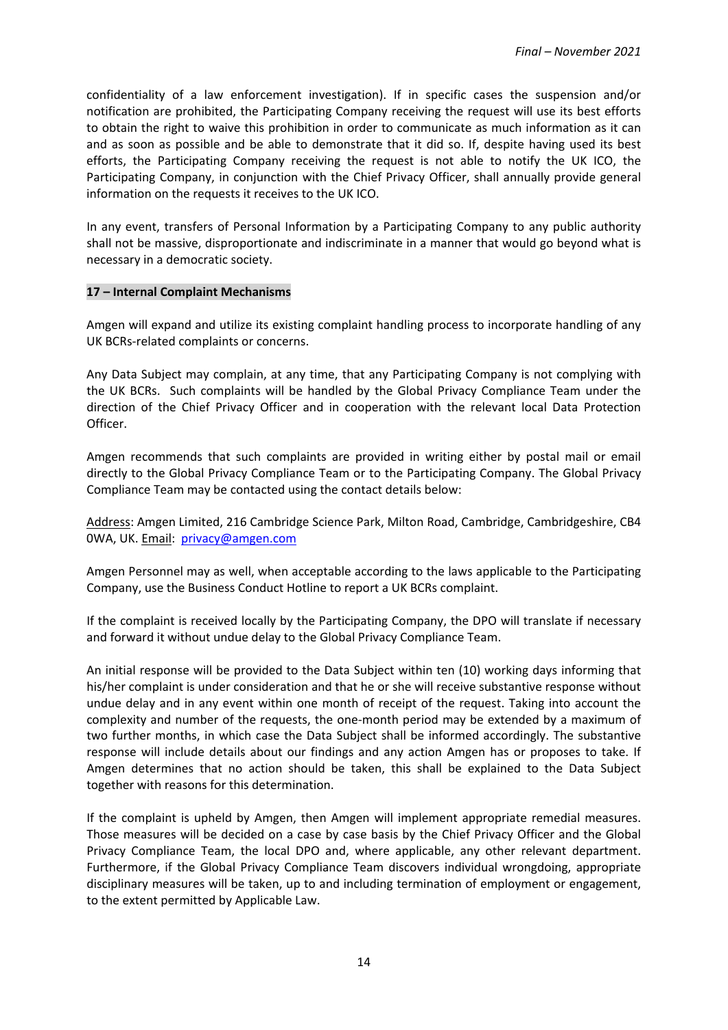confidentiality of a law enforcement investigation). If in specific cases the suspension and/or notification are prohibited, the Participating Company receiving the request will use its best efforts to obtain the right to waive this prohibition in order to communicate as much information as it can and as soon as possible and be able to demonstrate that it did so. If, despite having used its best efforts, the Participating Company receiving the request is not able to notify the UK ICO, the Participating Company, in conjunction with the Chief Privacy Officer, shall annually provide general information on the requests it receives to the UK ICO.

In any event, transfers of Personal Information by a Participating Company to any public authority shall not be massive, disproportionate and indiscriminate in a manner that would go beyond what is necessary in a democratic society.

## 17 – Internal Complaint Mechanisms

Amgen will expand and utilize its existing complaint handling process to incorporate handling of any UK BCRs-related complaints or concerns.

Any Data Subject may complain, at any time, that any Participating Company is not complying with the UK BCRs. Such complaints will be handled by the Global Privacy Compliance Team under the direction of the Chief Privacy Officer and in cooperation with the relevant local Data Protection Officer.

Amgen recommends that such complaints are provided in writing either by postal mail or email directly to the Global Privacy Compliance Team or to the Participating Company. The Global Privacy Compliance Team may be contacted using the contact details below:

Address: Amgen Limited, 216 Cambridge Science Park, Milton Road, Cambridge, Cambridgeshire, CB4 0WA, UK. Email: privacy@amgen.com

Amgen Personnel may as well, when acceptable according to the laws applicable to the Participating Company, use the Business Conduct Hotline to report a UK BCRs complaint.

If the complaint is received locally by the Participating Company, the DPO will translate if necessary and forward it without undue delay to the Global Privacy Compliance Team.

An initial response will be provided to the Data Subject within ten (10) working days informing that his/her complaint is under consideration and that he or she will receive substantive response without undue delay and in any event within one month of receipt of the request. Taking into account the complexity and number of the requests, the one-month period may be extended by a maximum of two further months, in which case the Data Subject shall be informed accordingly. The substantive response will include details about our findings and any action Amgen has or proposes to take. If Amgen determines that no action should be taken, this shall be explained to the Data Subject together with reasons for this determination.

If the complaint is upheld by Amgen, then Amgen will implement appropriate remedial measures. Those measures will be decided on a case by case basis by the Chief Privacy Officer and the Global Privacy Compliance Team, the local DPO and, where applicable, any other relevant department. Furthermore, if the Global Privacy Compliance Team discovers individual wrongdoing, appropriate disciplinary measures will be taken, up to and including termination of employment or engagement, to the extent permitted by Applicable Law.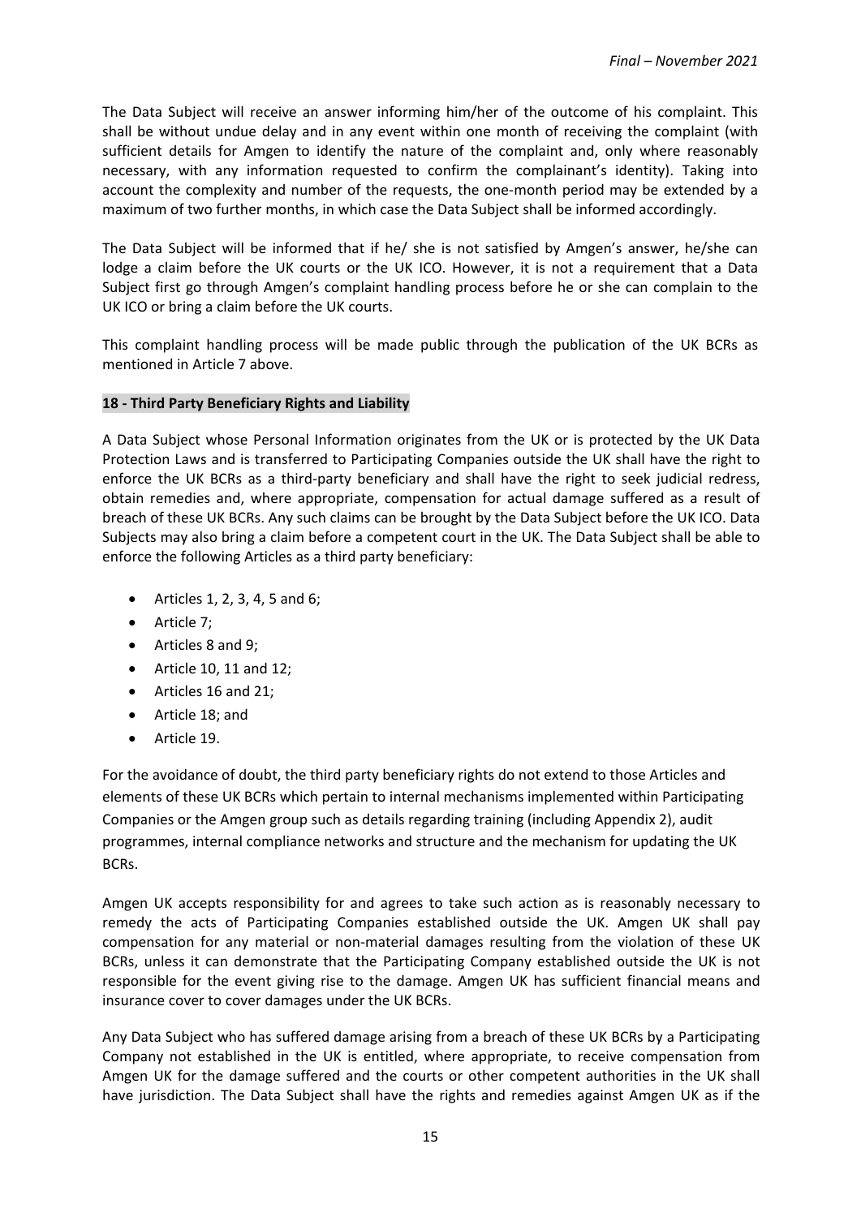The Data Subject will receive an answer informing him/her of the outcome of his complaint. This shall be without undue delay and in any event within one month of receiving the complaint (with sufficient details for Amgen to identify the nature of the complaint and, only where reasonably necessary, with any information requested to confirm the complainant's identity). Taking into account the complexity and number of the requests, the one-month period may be extended by a maximum of two further months, in which case the Data Subject shall be informed accordingly.

The Data Subject will be informed that if he/ she is not satisfied by Amgen's answer, he/she can lodge a claim before the UK courts or the UK ICO. However, it is not a requirement that a Data Subject first go through Amgen's complaint handling process before he or she can complain to the UK ICO or bring a claim before the UK courts.

This complaint handling process will be made public through the publication of the UK BCRs as mentioned in Article 7 above.

**18 - Third Party Beneficiary Rights and Liability**

A Data Subject whose Personal Information originates from the UK or is protected by the UK Data Protection Laws and is transferred to Participating Companies outside the UK shall have the right to enforce the UK BCRs as a third-party beneficiary and shall have the right to seek judicial redress, obtain remedies and, where appropriate, compensation for actual damage suffered as a result of breach of these UK BCRs. Any such claims can be brought by the Data Subject before the UK ICO. Data Subjects may also bring a claim before a competent court in the UK. The Data Subject shall be able to enforce the following Articles as a third party beneficiary:

- Articles 1, 2, 3, 4, 5 and 6;
- Article 7;
- Articles 8 and 9;
- Article 10, 11 and 12;
- Articles 16 and 21;
- Article 18; and
- Article 19.

For the avoidance of doubt, the third party beneficiary rights do not extend to those Articles and elements of these UK BCRs which pertain to internal mechanisms implemented within Participating Companies or the Amgen group such as details regarding training (including Appendix 2), audit programmes, internal compliance networks and structure and the mechanism for updating the UK BCRs.

Amgen UK accepts responsibility for and agrees to take such action as is reasonably necessary to remedy the acts of Participating Companies established outside the UK. Amgen UK shall pay compensation for any material or non-material damages resulting from the violation of these UK BCRs, unless it can demonstrate that the Participating Company established outside the UK is not responsible for the event giving rise to the damage. Amgen UK has sufficient financial means and insurance cover to cover damages under the UK BCRs.

Any Data Subject who has suffered damage arising from a breach of these UK BCRs by a Participating Company not established in the UK is entitled, where appropriate, to receive compensation from Amgen UK for the damage suffered and the courts or other competent authorities in the UK shall have jurisdiction. The Data Subject shall have the rights and remedies against Amgen UK as if the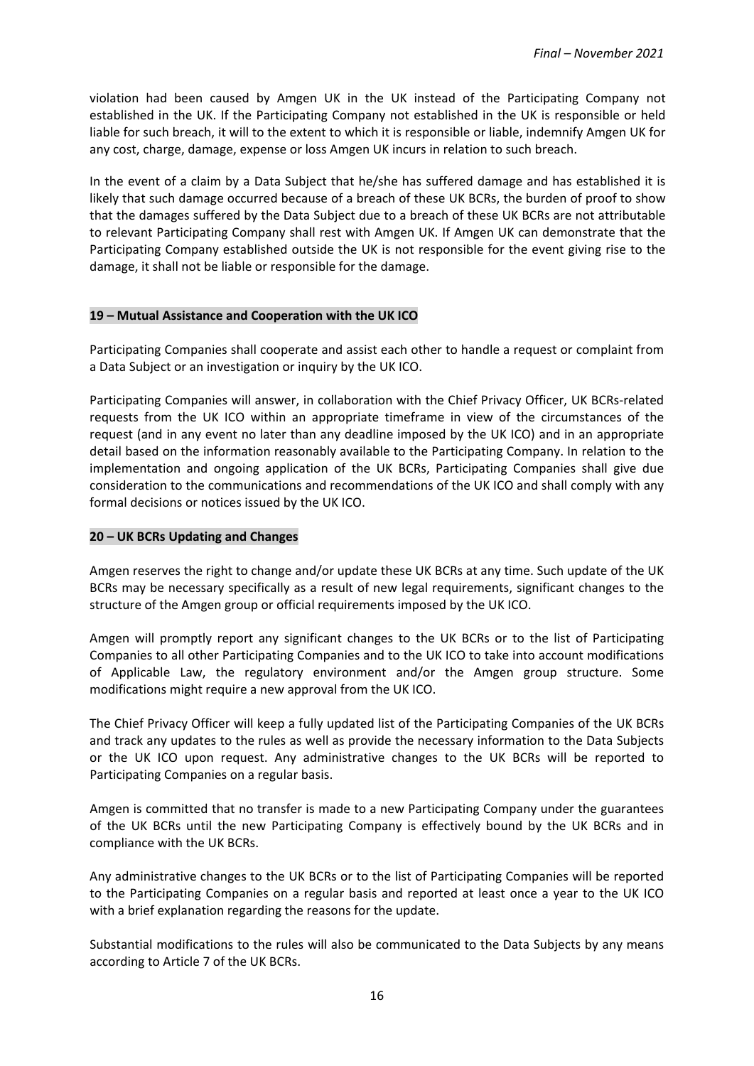violation had been caused by Amgen UK in the UK instead of the Participating Company not established in the UK. If the Participating Company not established in the UK is responsible or held liable for such breach, it will to the extent to which it is responsible or liable, indemnify Amgen UK for any cost, charge, damage, expense or loss Amgen UK incurs in relation to such breach.

In the event of a claim by a Data Subject that he/she has suffered damage and has established it is likely that such damage occurred because of a breach of these UK BCRs, the burden of proof to show that the damages suffered by the Data Subject due to a breach of these UK BCRs are not attributable to relevant Participating Company shall rest with Amgen UK. If Amgen UK can demonstrate that the Participating Company established outside the UK is not responsible for the event giving rise to the damage, it shall not be liable or responsible for the damage.

## 19 – Mutual Assistance and Cooperation with the UK ICO

Participating Companies shall cooperate and assist each other to handle a request or complaint from a Data Subject or an investigation or inquiry by the UK ICO.

Participating Companies will answer, in collaboration with the Chief Privacy Officer, UK BCRs-related requests from the UK ICO within an appropriate timeframe in view of the circumstances of the request (and in any event no later than any deadline imposed by the UK ICO) and in an appropriate detail based on the information reasonably available to the Participating Company. In relation to the implementation and ongoing application of the UK BCRs, Participating Companies shall give due consideration to the communications and recommendations of the UK ICO and shall comply with any formal decisions or notices issued by the UK ICO.

## 20 – UK BCRs Updating and Changes

Amgen reserves the right to change and/or update these UK BCRs at any time. Such update of the UK BCRs may be necessary specifically as a result of new legal requirements, significant changes to the structure of the Amgen group or official requirements imposed by the UK ICO.

Amgen will promptly report any significant changes to the UK BCRs or to the list of Participating Companies to all other Participating Companies and to the UK ICO to take into account modifications of Applicable Law, the regulatory environment and/or the Amgen group structure. Some modifications might require a new approval from the UK ICO.

The Chief Privacy Officer will keep a fully updated list of the Participating Companies of the UK BCRs and track any updates to the rules as well as provide the necessary information to the Data Subjects or the UK ICO upon request. Any administrative changes to the UK BCRs will be reported to Participating Companies on a regular basis.

Amgen is committed that no transfer is made to a new Participating Company under the guarantees of the UK BCRs until the new Participating Company is effectively bound by the UK BCRs and in compliance with the UK BCRs.

Any administrative changes to the UK BCRs or to the list of Participating Companies will be reported to the Participating Companies on a regular basis and reported at least once a year to the UK ICO with a brief explanation regarding the reasons for the update.

Substantial modifications to the rules will also be communicated to the Data Subjects by any means according to Article 7 of the UK BCRs.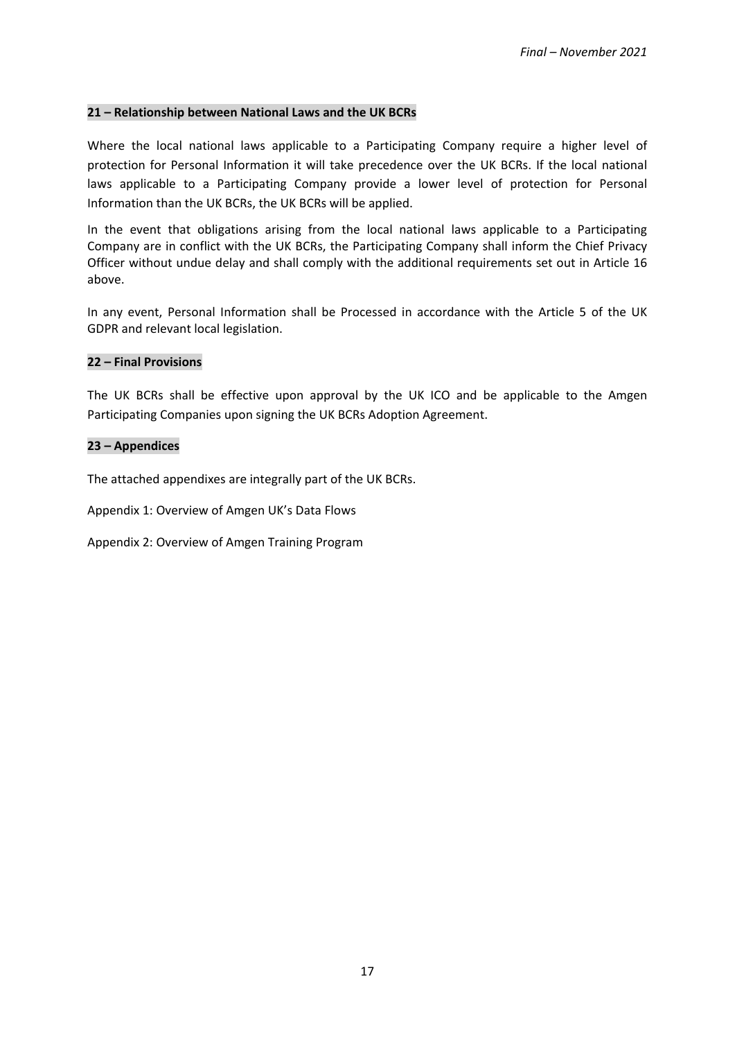**21 – Relationship between National Laws and the UK BCRs**

Where the local national laws applicable to a Participating Company require a higher level of protection for Personal Information it will take precedence over the UK BCRs. If the local national laws applicable to a Participating Company provide a lower level of protection for Personal Information than the UK BCRs, the UK BCRs will be applied.

In the event that obligations arising from the local national laws applicable to a Participating Company are in conflict with the UK BCRs, the Participating Company shall inform the Chief Privacy Officer without undue delay and shall comply with the additional requirements set out in Article 16 above.

In any event, Personal Information shall be Processed in accordance with the Article 5 of the UK GDPR and relevant local legislation.

**22 – Final Provisions**

The UK BCRs shall be effective upon approval by the UK ICO and be applicable to the Amgen Participating Companies upon signing the UK BCRs Adoption Agreement.

**23 – Appendices**

The attached appendixes are integrally part of the UK BCRs.

Appendix 1: Overview of Amgen UK's Data Flows

Appendix 2: Overview of Amgen Training Program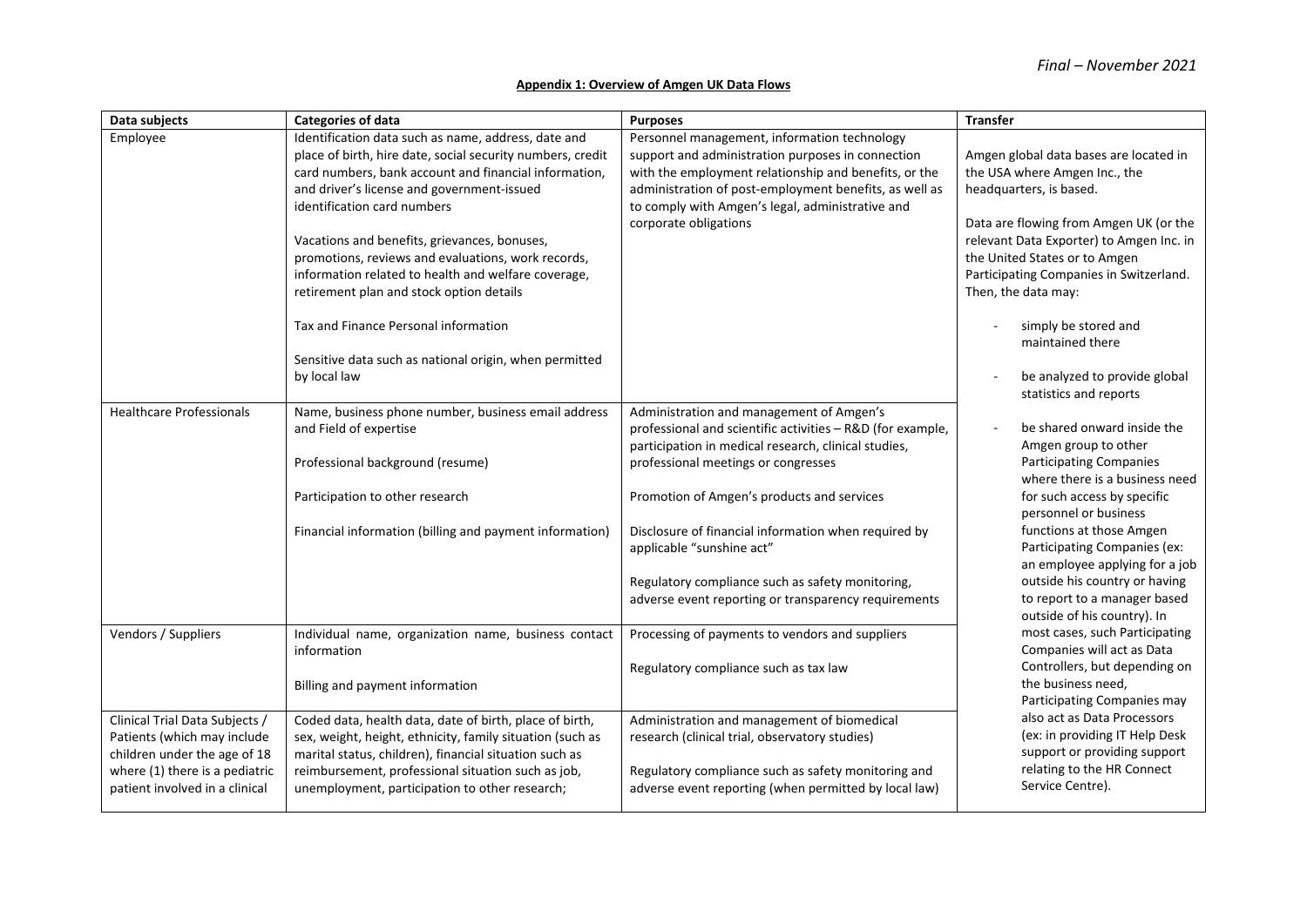*Final – November 2021*

**Appendix 1: Overview of Amgen UK Data Flows**

| Data subjects | Categories of data | Purposes | Transfer |
|---|---|---|---|
| Employee | Identification data such as name, address, date and place of birth, hire date, social security numbers, credit card numbers, bank account and financial information, and driver's license and government-issued identification card numbers<br><br>Vacations and benefits, grievances, bonuses, promotions, reviews and evaluations, work records, information related to health and welfare coverage, retirement plan and stock option details<br><br>Tax and Finance Personal information<br><br>Sensitive data such as national origin, when permitted by local law | Personnel management, information technology support and administration purposes in connection with the employment relationship and benefits, or the administration of post-employment benefits, as well as to comply with Amgen's legal, administrative and corporate obligations | Amgen global data bases are located in the USA where Amgen Inc., the headquarters, is based.<br><br>Data are flowing from Amgen UK (or the relevant Data Exporter) to Amgen Inc. in the United States or to Amgen Participating Companies in Switzerland. Then, the data may:<br><br>- simply be stored and maintained there<br><br>- be analyzed to provide global statistics and reports<br><br>- be shared onward inside the Amgen group to other Participating Companies where there is a business need for such access by specific personnel or business functions at those Amgen Participating Companies (ex: an employee applying for a job outside his country or having to report to a manager based outside of his country). In most cases, such Participating Companies will act as Data Controllers, but depending on the business need, Participating Companies may also act as Data Processors (ex: in providing IT Help Desk support or providing support relating to the HR Connect Service Centre). |
| Healthcare Professionals | Name, business phone number, business email address and Field of expertise<br><br>Professional background (resume)<br><br>Participation to other research<br><br>Financial information (billing and payment information) | Administration and management of Amgen's professional and scientific activities – R&D (for example, participation in medical research, clinical studies, professional meetings or congresses<br><br>Promotion of Amgen's products and services<br><br>Disclosure of financial information when required by applicable "sunshine act"<br><br>Regulatory compliance such as safety monitoring, adverse event reporting or transparency requirements | |
| Vendors / Suppliers | Individual name, organization name, business contact information<br><br>Billing and payment information | Processing of payments to vendors and suppliers<br><br>Regulatory compliance such as tax law | |
| Clinical Trial Data Subjects / Patients (which may include children under the age of 18 where (1) there is a pediatric patient involved in a clinical | Coded data, health data, date of birth, place of birth, sex, weight, height, ethnicity, family situation (such as marital status, children), financial situation such as reimbursement, professional situation such as job, unemployment, participation to other research; | Administration and management of biomedical research (clinical trial, observatory studies)<br><br>Regulatory compliance such as safety monitoring and adverse event reporting (when permitted by local law) | |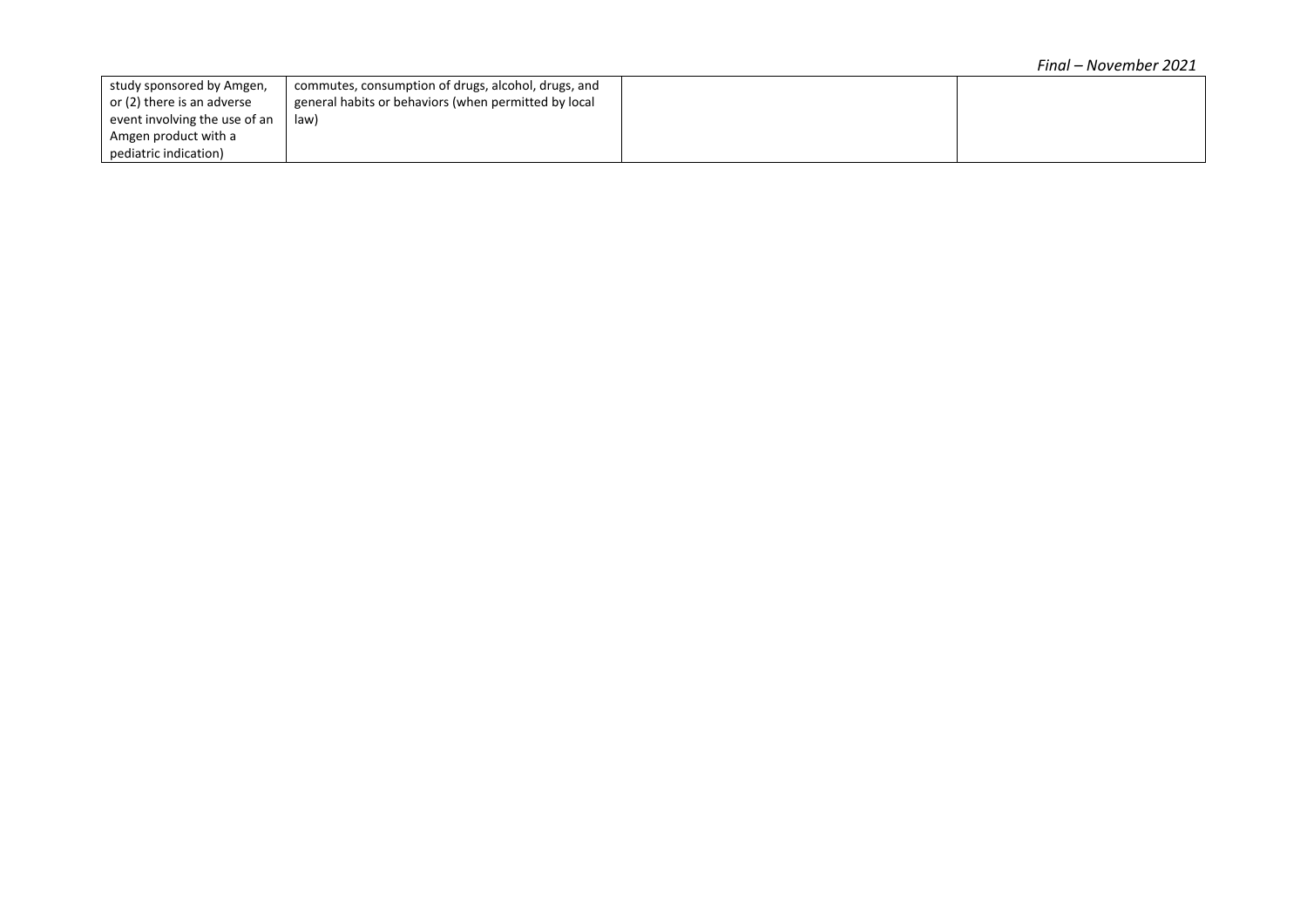| | | | |
|---|---|---|---|
| study sponsored by Amgen, or (2) there is an adverse event involving the use of an Amgen product with a pediatric indication) | commutes, consumption of drugs, alcohol, drugs, and general habits or behaviors (when permitted by local law) | | |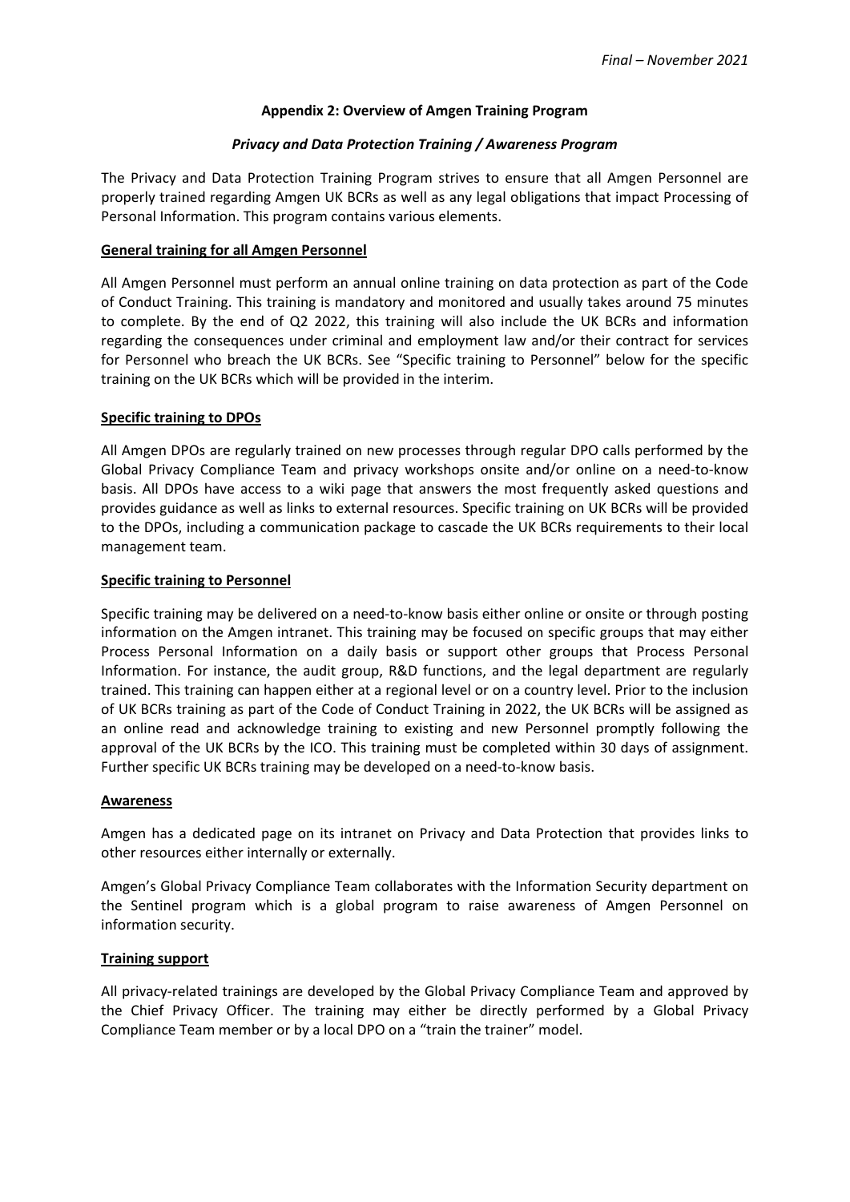*Final – November 2021*

**Appendix 2: Overview of Amgen Training Program**

***Privacy and Data Protection Training / Awareness Program***

The Privacy and Data Protection Training Program strives to ensure that all Amgen Personnel are properly trained regarding Amgen UK BCRs as well as any legal obligations that impact Processing of Personal Information. This program contains various elements.

**General training for all Amgen Personnel**

All Amgen Personnel must perform an annual online training on data protection as part of the Code of Conduct Training. This training is mandatory and monitored and usually takes around 75 minutes to complete. By the end of Q2 2022, this training will also include the UK BCRs and information regarding the consequences under criminal and employment law and/or their contract for services for Personnel who breach the UK BCRs. See "Specific training to Personnel" below for the specific training on the UK BCRs which will be provided in the interim.

**Specific training to DPOs**

All Amgen DPOs are regularly trained on new processes through regular DPO calls performed by the Global Privacy Compliance Team and privacy workshops onsite and/or online on a need-to-know basis. All DPOs have access to a wiki page that answers the most frequently asked questions and provides guidance as well as links to external resources. Specific training on UK BCRs will be provided to the DPOs, including a communication package to cascade the UK BCRs requirements to their local management team.

**Specific training to Personnel**

Specific training may be delivered on a need-to-know basis either online or onsite or through posting information on the Amgen intranet. This training may be focused on specific groups that may either Process Personal Information on a daily basis or support other groups that Process Personal Information. For instance, the audit group, R&D functions, and the legal department are regularly trained. This training can happen either at a regional level or on a country level. Prior to the inclusion of UK BCRs training as part of the Code of Conduct Training in 2022, the UK BCRs will be assigned as an online read and acknowledge training to existing and new Personnel promptly following the approval of the UK BCRs by the ICO. This training must be completed within 30 days of assignment. Further specific UK BCRs training may be developed on a need-to-know basis.

**Awareness**

Amgen has a dedicated page on its intranet on Privacy and Data Protection that provides links to other resources either internally or externally.

Amgen's Global Privacy Compliance Team collaborates with the Information Security department on the Sentinel program which is a global program to raise awareness of Amgen Personnel on information security.

**Training support**

All privacy-related trainings are developed by the Global Privacy Compliance Team and approved by the Chief Privacy Officer. The training may either be directly performed by a Global Privacy Compliance Team member or by a local DPO on a "train the trainer" model.